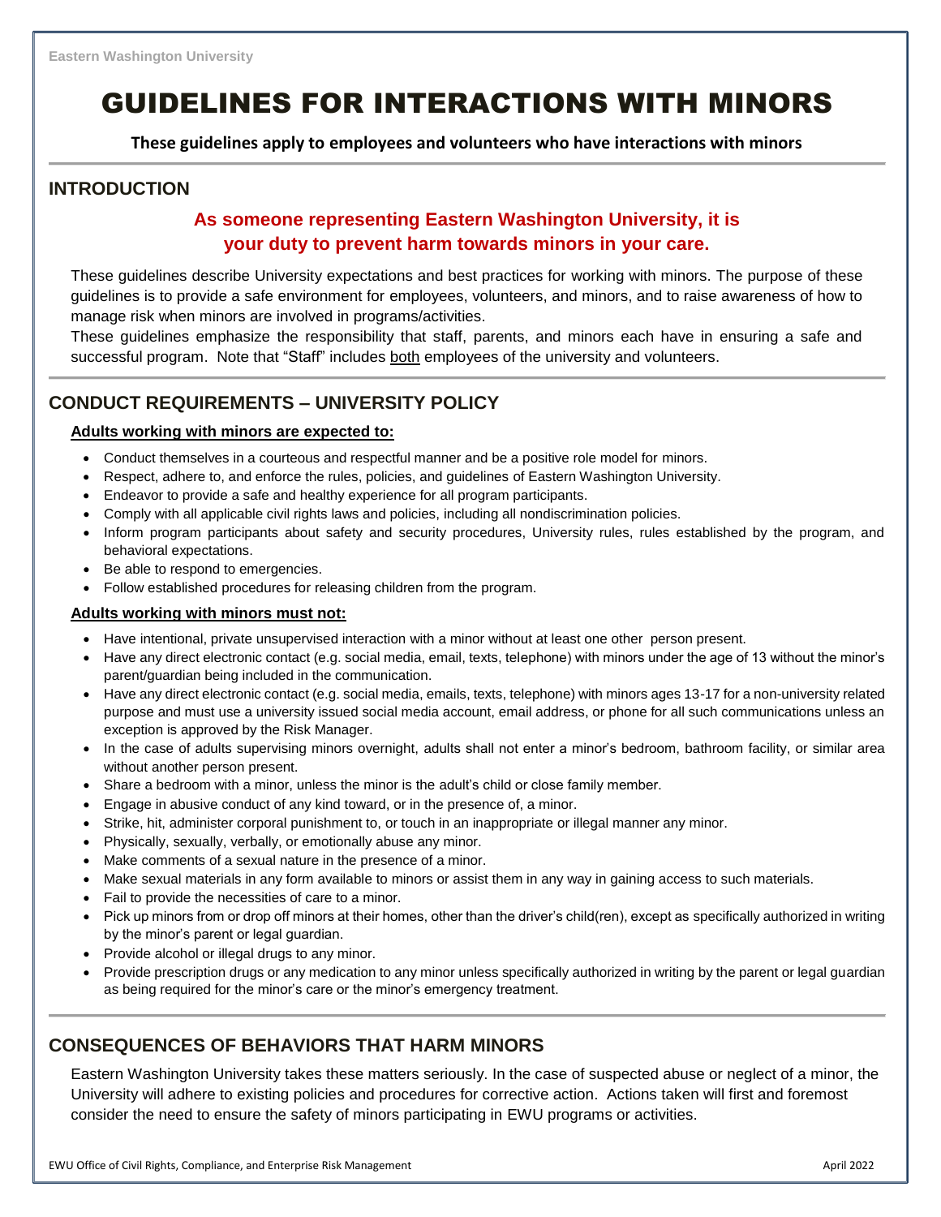# GUIDELINES FOR INTERACTIONS WITH MINORS

**These guidelines apply to employees and volunteers who have interactions with minors**

## INTRODUCTION

**As someone representing Eastern Washington University, it is your duty to prevent harm towards minors in your care.**

These guidelines describe University expectations and best practices for working with minors. The purpose of these guidelines is to provide a safe environment for employees, volunteers, and minors, and to raise awareness of how to manage risk when minors are involved in programs/activities.

These guidelines emphasize the responsibility that staff, parents, and minors each have in ensuring a safe and successful program. Note that "Staff" includes both employees of the university and volunteers.

## CONDUCT REQUIREMENTS – UNIVERSITY POLICY

**Adults working with minors are expected to:**

- Conduct themselves in a courteous and respectful manner and be a positive role model for minors.
- Respect, adhere to, and enforce the rules, policies, and guidelines of Eastern Washington University.
- Endeavor to provide a safe and healthy experience for all program participants.
- Comply with all applicable civil rights laws and policies, including all nondiscrimination policies.
- Inform program participants about safety and security procedures, University rules, rules established by the program, and behavioral expectations.
- Be able to respond to emergencies.
- Follow established procedures for releasing children from the program.

**Adults working with minors must not:**

- Have intentional, private unsupervised interaction with a minor without at least one other person present.
- Have any direct electronic contact (e.g. social media, email, texts, telephone) with minors under the age of 13 without the minor's parent/guardian being included in the communication.
- Have any direct electronic contact (e.g. social media, emails, texts, telephone) with minors ages 13-17 for a non-university related purpose and must use a university issued social media account, email address, or phone for all such communications unless an exception is approved by the Risk Manager.
- In the case of adults supervising minors overnight, adults shall not enter a minor's bedroom, bathroom facility, or similar area without another person present.
- Share a bedroom with a minor, unless the minor is the adult's child or close family member.
- Engage in abusive conduct of any kind toward, or in the presence of, a minor.
- Strike, hit, administer corporal punishment to, or touch in an inappropriate or illegal manner any minor.
- Physically, sexually, verbally, or emotionally abuse any minor.
- Make comments of a sexual nature in the presence of a minor.
- Make sexual materials in any form available to minors or assist them in any way in gaining access to such materials.
- Fail to provide the necessities of care to a minor.
- Pick up minors from or drop off minors at their homes, other than the driver's child(ren), except as specifically authorized in writing by the minor's parent or legal guardian.
- Provide alcohol or illegal drugs to any minor.
- Provide prescription drugs or any medication to any minor unless specifically authorized in writing by the parent or legal guardian as being required for the minor's care or the minor's emergency treatment.

## CONSEQUENCES OF BEHAVIORS THAT HARM MINORS

Eastern Washington University takes these matters seriously. In the case of suspected abuse or neglect of a minor, the University will adhere to existing policies and procedures for corrective action. Actions taken will first and foremost consider the need to ensure the safety of minors participating in EWU programs or activities.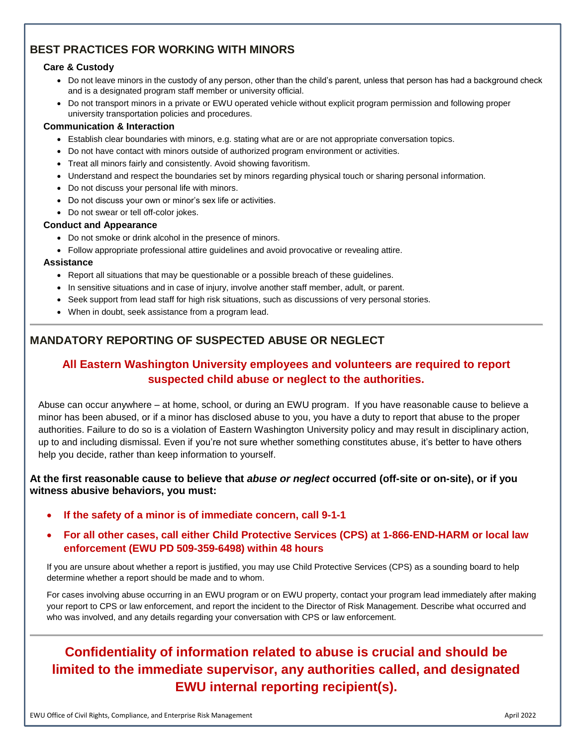## BEST PRACTICES FOR WORKING WITH MINORS

### Care & Custody

- Do not leave minors in the custody of any person, other than the child's parent, unless that person has had a background check and is a designated program staff member or university official.
- Do not transport minors in a private or EWU operated vehicle without explicit program permission and following proper university transportation policies and procedures.

### Communication & Interaction

- Establish clear boundaries with minors, e.g. stating what are or are not appropriate conversation topics.
- Do not have contact with minors outside of authorized program environment or activities.
- Treat all minors fairly and consistently. Avoid showing favoritism.
- Understand and respect the boundaries set by minors regarding physical touch or sharing personal information.
- Do not discuss your personal life with minors.
- Do not discuss your own or minor's sex life or activities.
- Do not swear or tell off-color jokes.

### Conduct and Appearance

- Do not smoke or drink alcohol in the presence of minors.
- Follow appropriate professional attire guidelines and avoid provocative or revealing attire.

### Assistance

- Report all situations that may be questionable or a possible breach of these guidelines.
- In sensitive situations and in case of injury, involve another staff member, adult, or parent.
- Seek support from lead staff for high risk situations, such as discussions of very personal stories.
- When in doubt, seek assistance from a program lead.

---

## MANDATORY REPORTING OF SUSPECTED ABUSE OR NEGLECT

**All Eastern Washington University employees and volunteers are required to report suspected child abuse or neglect to the authorities.**

Abuse can occur anywhere – at home, school, or during an EWU program. If you have reasonable cause to believe a minor has been abused, or if a minor has disclosed abuse to you, you have a duty to report that abuse to the proper authorities. Failure to do so is a violation of Eastern Washington University policy and may result in disciplinary action, up to and including dismissal. Even if you're not sure whether something constitutes abuse, it's better to have others help you decide, rather than keep information to yourself.

**At the first reasonable cause to believe that *abuse or neglect* occurred (off-site or on-site), or if you witness abusive behaviors, you must:**

- **If the safety of a minor is of immediate concern, call 9-1-1**
- **For all other cases, call either Child Protective Services (CPS) at 1-866-END-HARM or local law enforcement (EWU PD 509-359-6498) within 48 hours**

If you are unsure about whether a report is justified, you may use Child Protective Services (CPS) as a sounding board to help determine whether a report should be made and to whom.

For cases involving abuse occurring in an EWU program or on EWU property, contact your program lead immediately after making your report to CPS or law enforcement, and report the incident to the Director of Risk Management. Describe what occurred and who was involved, and any details regarding your conversation with CPS or law enforcement.

---

**Confidentiality of information related to abuse is crucial and should be limited to the immediate supervisor, any authorities called, and designated EWU internal reporting recipient(s).**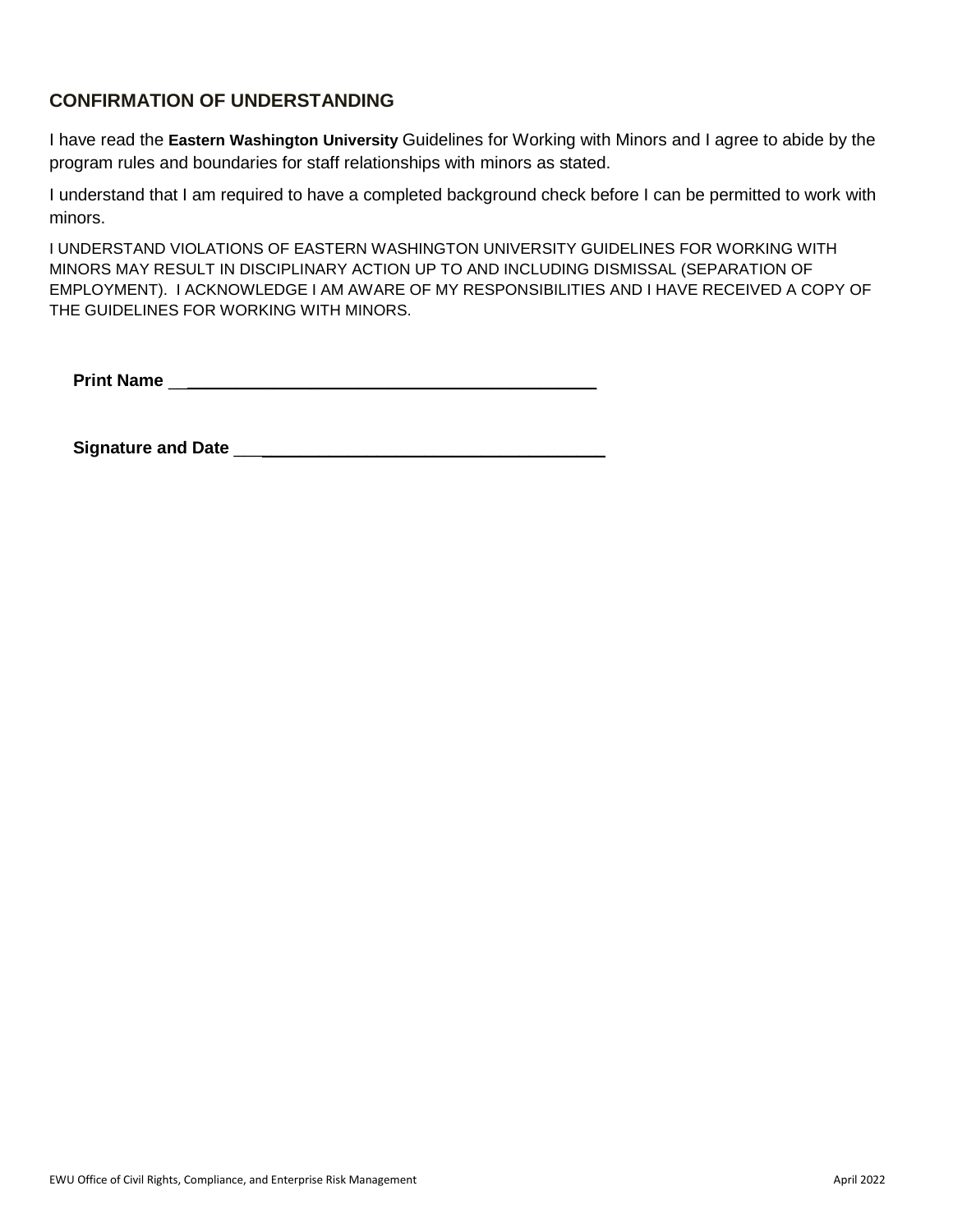## CONFIRMATION OF UNDERSTANDING

I have read the **Eastern Washington University** Guidelines for Working with Minors and I agree to abide by the program rules and boundaries for staff relationships with minors as stated.

I understand that I am required to have a completed background check before I can be permitted to work with minors.

I UNDERSTAND VIOLATIONS OF EASTERN WASHINGTON UNIVERSITY GUIDELINES FOR WORKING WITH MINORS MAY RESULT IN DISCIPLINARY ACTION UP TO AND INCLUDING DISMISSAL (SEPARATION OF EMPLOYMENT). I ACKNOWLEDGE I AM AWARE OF MY RESPONSIBILITIES AND I HAVE RECEIVED A COPY OF THE GUIDELINES FOR WORKING WITH MINORS.

**Print Name** ______________________________________________

**Signature and Date** ________________________________________